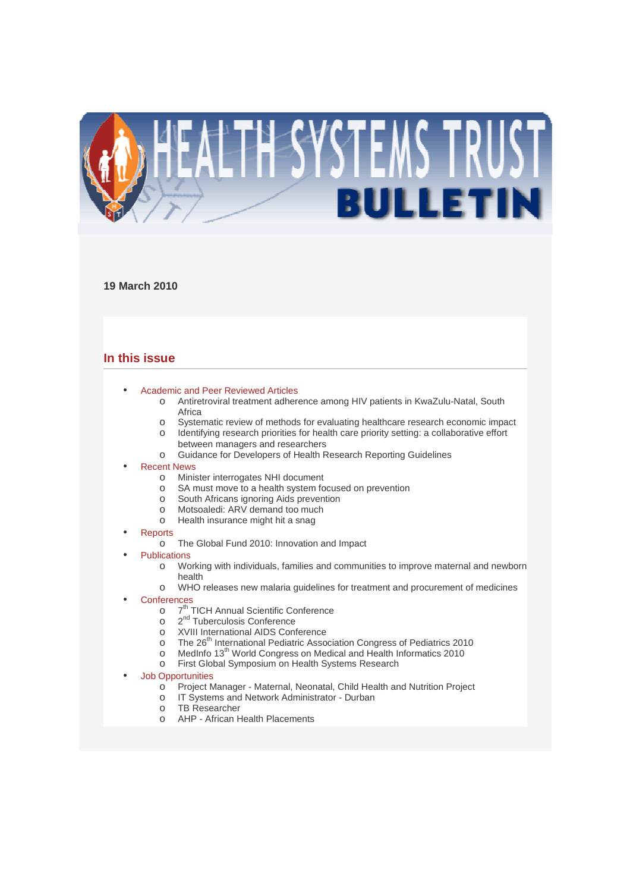# HEALTH SYSTEMS TRUST BULLETIN

**19 March 2010**

## In this issue

- Academic and Peer Reviewed Articles
    - Antiretroviral treatment adherence among HIV patients in KwaZulu-Natal, South Africa
    - Systematic review of methods for evaluating healthcare research economic impact
    - Identifying research priorities for health care priority setting: a collaborative effort between managers and researchers
    - Guidance for Developers of Health Research Reporting Guidelines
- Recent News
    - Minister interrogates NHI document
    - SA must move to a health system focused on prevention
    - South Africans ignoring Aids prevention
    - Motsoaledi: ARV demand too much
    - Health insurance might hit a snag
- Reports
    - The Global Fund 2010: Innovation and Impact
- Publications
    - Working with individuals, families and communities to improve maternal and newborn health
    - WHO releases new malaria guidelines for treatment and procurement of medicines
- Conferences
    - 7th TICH Annual Scientific Conference
    - 2nd Tuberculosis Conference
    - XVIII International AIDS Conference
    - The 26th International Pediatric Association Congress of Pediatrics 2010
    - MedInfo 13th World Congress on Medical and Health Informatics 2010
    - First Global Symposium on Health Systems Research
- Job Opportunities
    - Project Manager - Maternal, Neonatal, Child Health and Nutrition Project
    - IT Systems and Network Administrator - Durban
    - TB Researcher
    - AHP - African Health Placements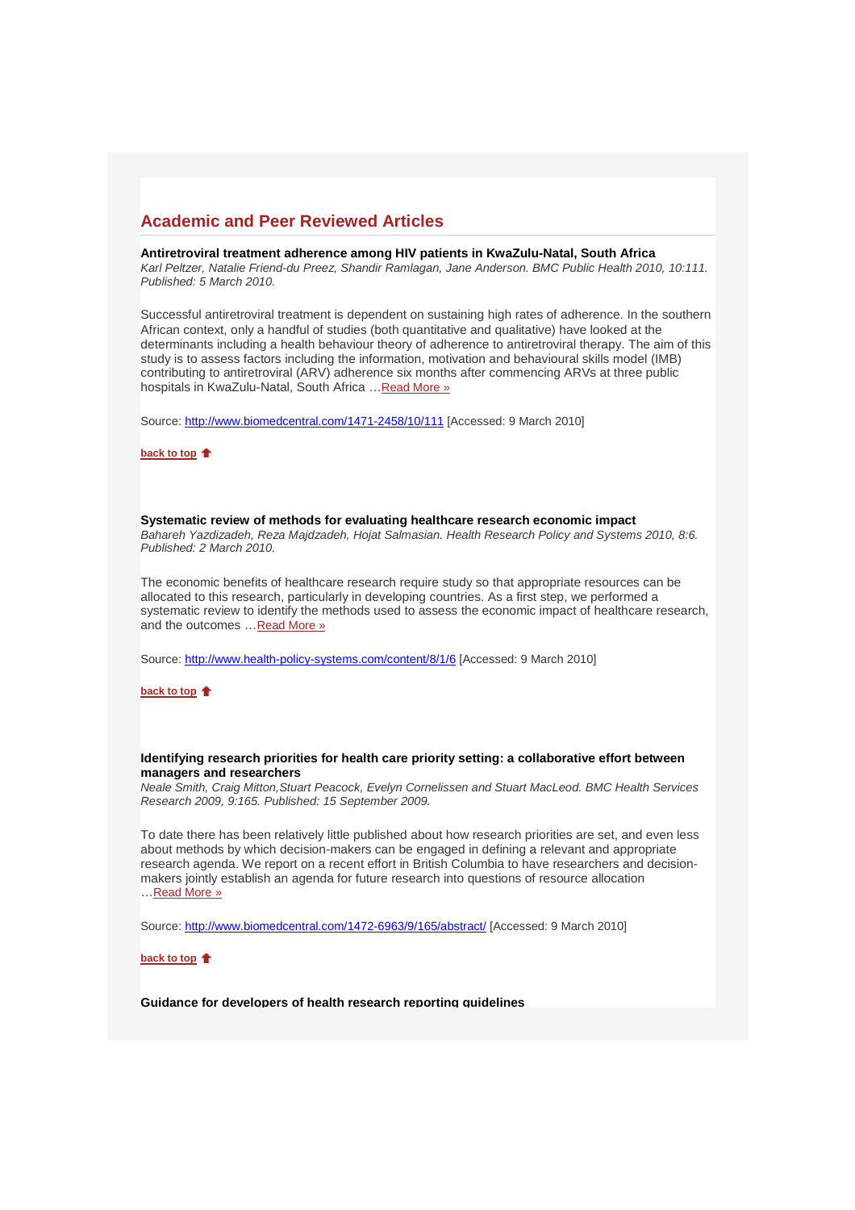## Academic and Peer Reviewed Articles

**Antiretroviral treatment adherence among HIV patients in KwaZulu-Natal, South Africa**
*Karl Peltzer, Natalie Friend-du Preez, Shandir Ramlagan, Jane Anderson. BMC Public Health 2010, 10:111. Published: 5 March 2010.*

Successful antiretroviral treatment is dependent on sustaining high rates of adherence. In the southern African context, only a handful of studies (both quantitative and qualitative) have looked at the determinants including a health behaviour theory of adherence to antiretroviral therapy. The aim of this study is to assess factors including the information, motivation and behavioural skills model (IMB) contributing to antiretroviral (ARV) adherence six months after commencing ARVs at three public hospitals in KwaZulu-Natal, South Africa …Read More »

Source: http://www.biomedcentral.com/1471-2458/10/111 [Accessed: 9 March 2010]

**back to top**

**Systematic review of methods for evaluating healthcare research economic impact**
*Bahareh Yazdizadeh, Reza Majdzadeh, Hojat Salmasian. Health Research Policy and Systems 2010, 8:6. Published: 2 March 2010.*

The economic benefits of healthcare research require study so that appropriate resources can be allocated to this research, particularly in developing countries. As a first step, we performed a systematic review to identify the methods used to assess the economic impact of healthcare research, and the outcomes …Read More »

Source: http://www.health-policy-systems.com/content/8/1/6 [Accessed: 9 March 2010]

**back to top**

**Identifying research priorities for health care priority setting: a collaborative effort between managers and researchers**
*Neale Smith, Craig Mitton,Stuart Peacock, Evelyn Cornelissen and Stuart MacLeod. BMC Health Services Research 2009, 9:165. Published: 15 September 2009.*

To date there has been relatively little published about how research priorities are set, and even less about methods by which decision-makers can be engaged in defining a relevant and appropriate research agenda. We report on a recent effort in British Columbia to have researchers and decision-makers jointly establish an agenda for future research into questions of resource allocation …Read More »

Source: http://www.biomedcentral.com/1472-6963/9/165/abstract/ [Accessed: 9 March 2010]

**back to top**

**Guidance for developers of health research reporting guidelines**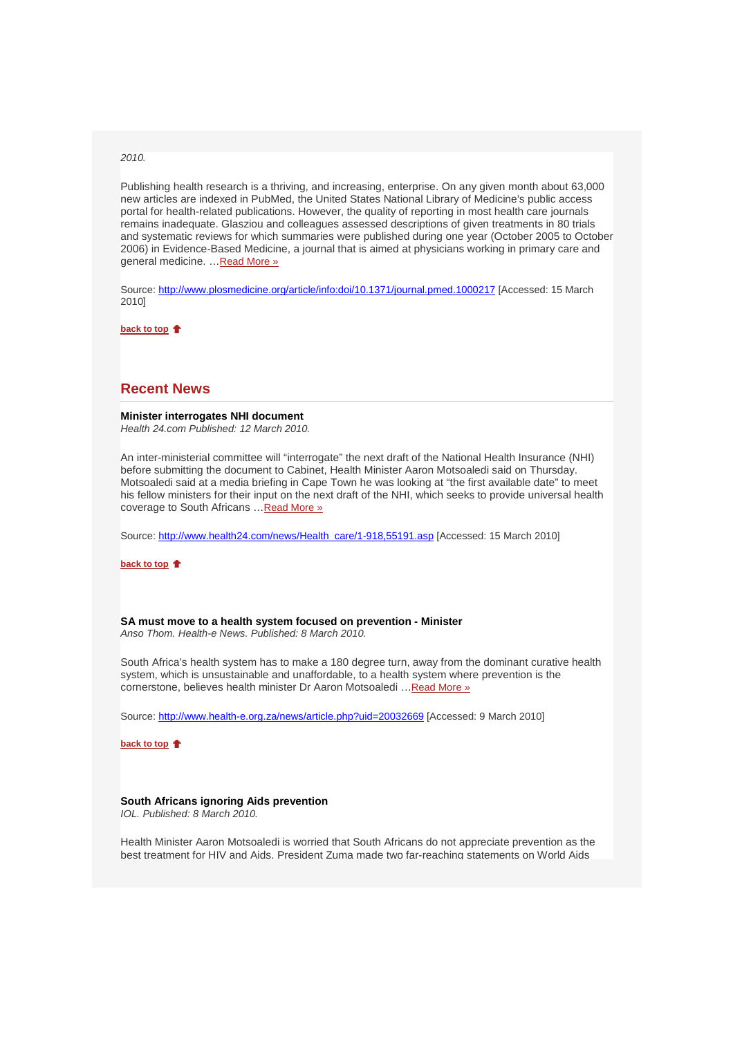*2010.*

Publishing health research is a thriving, and increasing, enterprise. On any given month about 63,000 new articles are indexed in PubMed, the United States National Library of Medicine's public access portal for health-related publications. However, the quality of reporting in most health care journals remains inadequate. Glasziou and colleagues assessed descriptions of given treatments in 80 trials and systematic reviews for which summaries were published during one year (October 2005 to October 2006) in Evidence-Based Medicine, a journal that is aimed at physicians working in primary care and general medicine. …[Read More »](http://www.plosmedicine.org/article/info:doi/10.1371/journal.pmed.1000217)

Source: [http://www.plosmedicine.org/article/info:doi/10.1371/journal.pmed.1000217](http://www.plosmedicine.org/article/info:doi/10.1371/journal.pmed.1000217) [Accessed: 15 March 2010]

**back to top**

## Recent News

**Minister interrogates NHI document**
*Health 24.com Published: 12 March 2010.*

An inter-ministerial committee will “interrogate” the next draft of the National Health Insurance (NHI) before submitting the document to Cabinet, Health Minister Aaron Motsoaledi said on Thursday. Motsoaledi said at a media briefing in Cape Town he was looking at “the first available date” to meet his fellow ministers for their input on the next draft of the NHI, which seeks to provide universal health coverage to South Africans …[Read More »](http://www.health24.com/news/Health_care/1-918,55191.asp)

Source: [http://www.health24.com/news/Health_care/1-918,55191.asp](http://www.health24.com/news/Health_care/1-918,55191.asp) [Accessed: 15 March 2010]

**back to top**

**SA must move to a health system focused on prevention - Minister**
*Anso Thom. Health-e News. Published: 8 March 2010.*

South Africa’s health system has to make a 180 degree turn, away from the dominant curative health system, which is unsustainable and unaffordable, to a health system where prevention is the cornerstone, believes health minister Dr Aaron Motsoaledi …[Read More »](http://www.health-e.org.za/news/article.php?uid=20032669)

Source: [http://www.health-e.org.za/news/article.php?uid=20032669](http://www.health-e.org.za/news/article.php?uid=20032669) [Accessed: 9 March 2010]

**back to top**

**South Africans ignoring Aids prevention**
*IOL. Published: 8 March 2010.*

Health Minister Aaron Motsoaledi is worried that South Africans do not appreciate prevention as the best treatment for HIV and Aids. President Zuma made two far-reaching statements on World Aids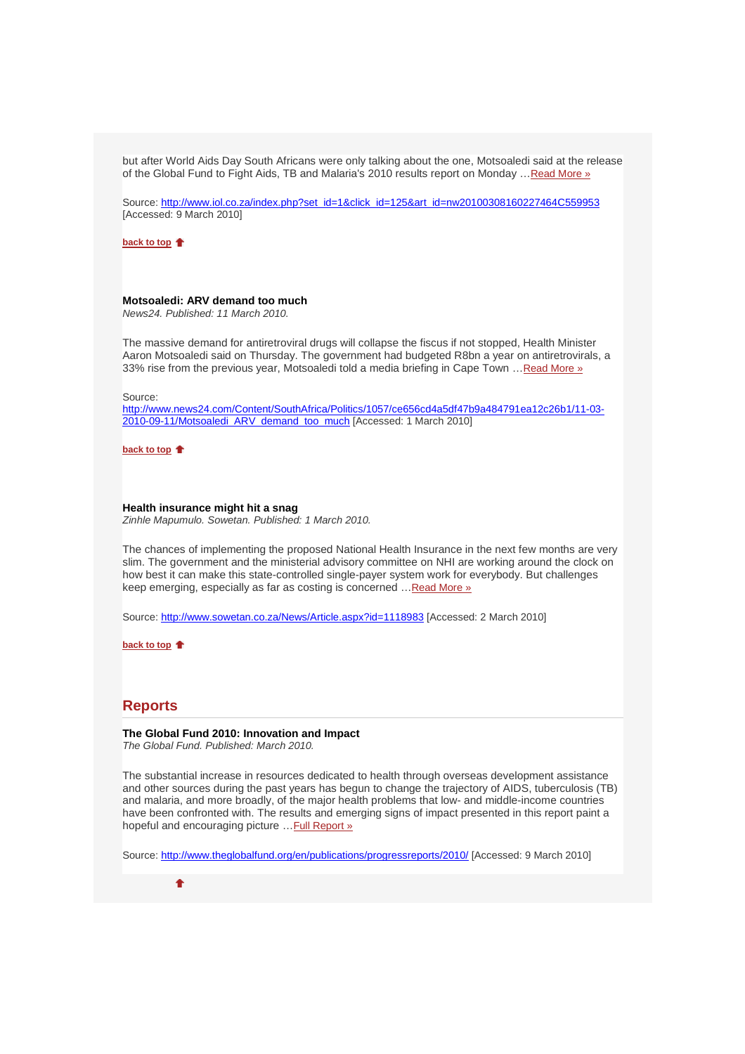but after World Aids Day South Africans were only talking about the one, Motsoaledi said at the release of the Global Fund to Fight Aids, TB and Malaria's 2010 results report on Monday …Read More »

Source: http://www.iol.co.za/index.php?set_id=1&click_id=125&art_id=nw20100308160227464C559953 [Accessed: 9 March 2010]

back to top

**Motsoaledi: ARV demand too much**
*News24. Published: 11 March 2010.*

The massive demand for antiretroviral drugs will collapse the fiscus if not stopped, Health Minister Aaron Motsoaledi said on Thursday. The government had budgeted R8bn a year on antiretrovirals, a 33% rise from the previous year, Motsoaledi told a media briefing in Cape Town …Read More »

Source:
http://www.news24.com/Content/SouthAfrica/Politics/1057/ce656cd4a5df47b9a484791ea12c26b1/11-03-2010-09-11/Motsoaledi_ARV_demand_too_much [Accessed: 1 March 2010]

back to top

**Health insurance might hit a snag**
*Zinhle Mapumulo. Sowetan. Published: 1 March 2010.*

The chances of implementing the proposed National Health Insurance in the next few months are very slim. The government and the ministerial advisory committee on NHI are working around the clock on how best it can make this state-controlled single-payer system work for everybody. But challenges keep emerging, especially as far as costing is concerned …Read More »

Source: http://www.sowetan.co.za/News/Article.aspx?id=1118983 [Accessed: 2 March 2010]

back to top

## Reports

**The Global Fund 2010: Innovation and Impact**
*The Global Fund. Published: March 2010.*

The substantial increase in resources dedicated to health through overseas development assistance and other sources during the past years has begun to change the trajectory of AIDS, tuberculosis (TB) and malaria, and more broadly, of the major health problems that low- and middle-income countries have been confronted with. The results and emerging signs of impact presented in this report paint a hopeful and encouraging picture …Full Report »

Source: http://www.theglobalfund.org/en/publications/progressreports/2010/ [Accessed: 9 March 2010]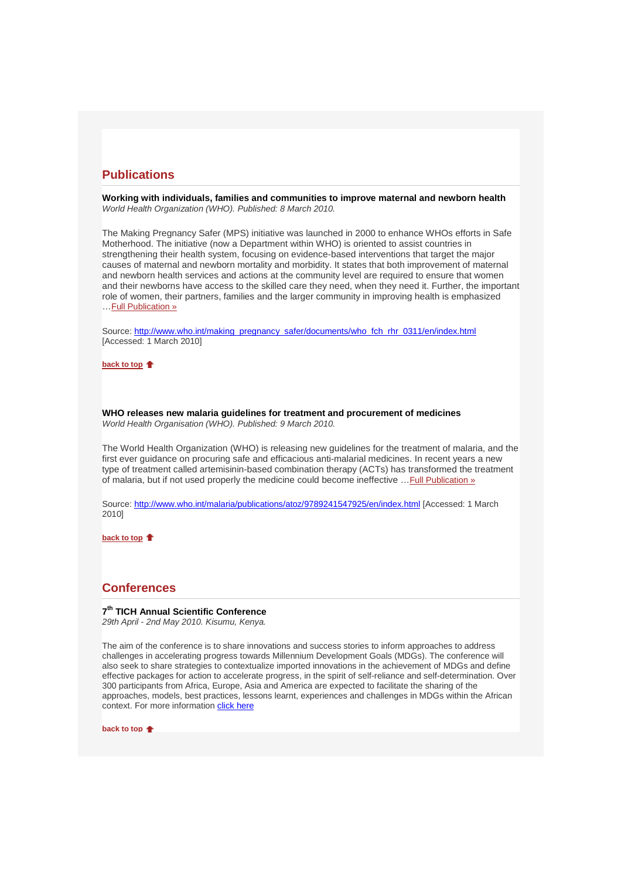## Publications

**Working with individuals, families and communities to improve maternal and newborn health**
*World Health Organization (WHO). Published: 8 March 2010.*

The Making Pregnancy Safer (MPS) initiative was launched in 2000 to enhance WHOs efforts in Safe Motherhood. The initiative (now a Department within WHO) is oriented to assist countries in strengthening their health system, focusing on evidence-based interventions that target the major causes of maternal and newborn mortality and morbidity. It states that both improvement of maternal and newborn health services and actions at the community level are required to ensure that women and their newborns have access to the skilled care they need, when they need it. Further, the important role of women, their partners, families and the larger community in improving health is emphasized …Full Publication »

Source: http://www.who.int/making_pregnancy_safer/documents/who_fch_rhr_0311/en/index.html [Accessed: 1 March 2010]

back to top

**WHO releases new malaria guidelines for treatment and procurement of medicines**
*World Health Organisation (WHO). Published: 9 March 2010.*

The World Health Organization (WHO) is releasing new guidelines for the treatment of malaria, and the first ever guidance on procuring safe and efficacious anti-malarial medicines. In recent years a new type of treatment called artemisinin-based combination therapy (ACTs) has transformed the treatment of malaria, but if not used properly the medicine could become ineffective …Full Publication »

Source: http://www.who.int/malaria/publications/atoz/9789241547925/en/index.html [Accessed: 1 March 2010]

back to top

## Conferences

**7th TICH Annual Scientific Conference**
*29th April - 2nd May 2010. Kisumu, Kenya.*

The aim of the conference is to share innovations and success stories to inform approaches to address challenges in accelerating progress towards Millennium Development Goals (MDGs). The conference will also seek to share strategies to contextualize imported innovations in the achievement of MDGs and define effective packages for action to accelerate progress, in the spirit of self-reliance and self-determination. Over 300 participants from Africa, Europe, Asia and America are expected to facilitate the sharing of the approaches, models, best practices, lessons learnt, experiences and challenges in MDGs within the African context. For more information click here

back to top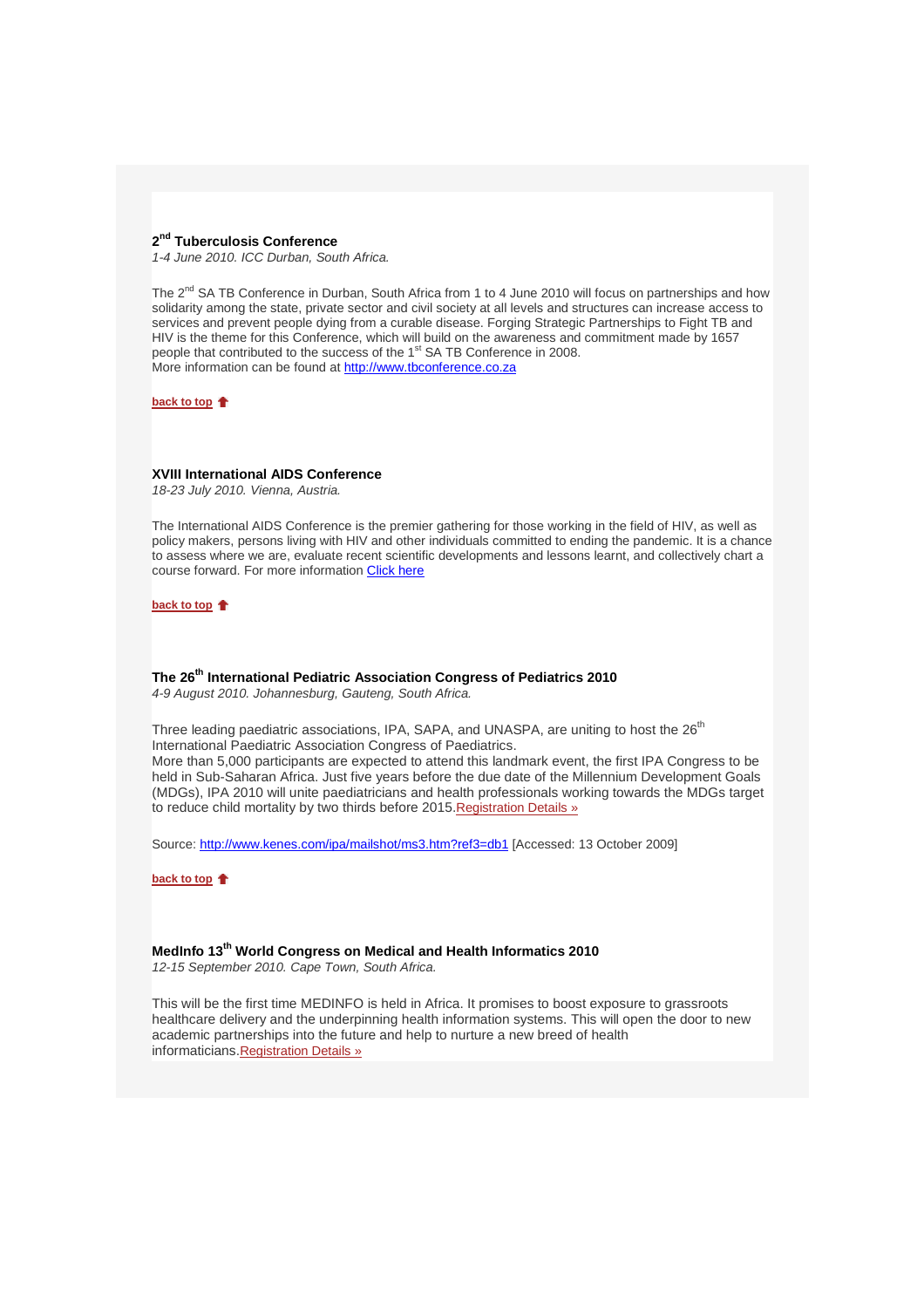### 2nd Tuberculosis Conference

*1-4 June 2010. ICC Durban, South Africa.*

The 2nd SA TB Conference in Durban, South Africa from 1 to 4 June 2010 will focus on partnerships and how solidarity among the state, private sector and civil society at all levels and structures can increase access to services and prevent people dying from a curable disease. Forging Strategic Partnerships to Fight TB and HIV is the theme for this Conference, which will build on the awareness and commitment made by 1657 people that contributed to the success of the 1st SA TB Conference in 2008.
More information can be found at http://www.tbconference.co.za

**back to top**

### XVIII International AIDS Conference

*18-23 July 2010. Vienna, Austria.*

The International AIDS Conference is the premier gathering for those working in the field of HIV, as well as policy makers, persons living with HIV and other individuals committed to ending the pandemic. It is a chance to assess where we are, evaluate recent scientific developments and lessons learnt, and collectively chart a course forward. For more information Click here

**back to top**

### The 26th International Pediatric Association Congress of Pediatrics 2010

*4-9 August 2010. Johannesburg, Gauteng, South Africa.*

Three leading paediatric associations, IPA, SAPA, and UNASPA, are uniting to host the 26th International Paediatric Association Congress of Paediatrics.
More than 5,000 participants are expected to attend this landmark event, the first IPA Congress to be held in Sub-Saharan Africa. Just five years before the due date of the Millennium Development Goals (MDGs), IPA 2010 will unite paediatricians and health professionals working towards the MDGs target to reduce child mortality by two thirds before 2015. Registration Details »

Source: http://www.kenes.com/ipa/mailshot/ms3.htm?ref3=db1 [Accessed: 13 October 2009]

**back to top**

### MedInfo 13th World Congress on Medical and Health Informatics 2010

*12-15 September 2010. Cape Town, South Africa.*

This will be the first time MEDINFO is held in Africa. It promises to boost exposure to grassroots healthcare delivery and the underpinning health information systems. This will open the door to new academic partnerships into the future and help to nurture a new breed of health informaticians. Registration Details »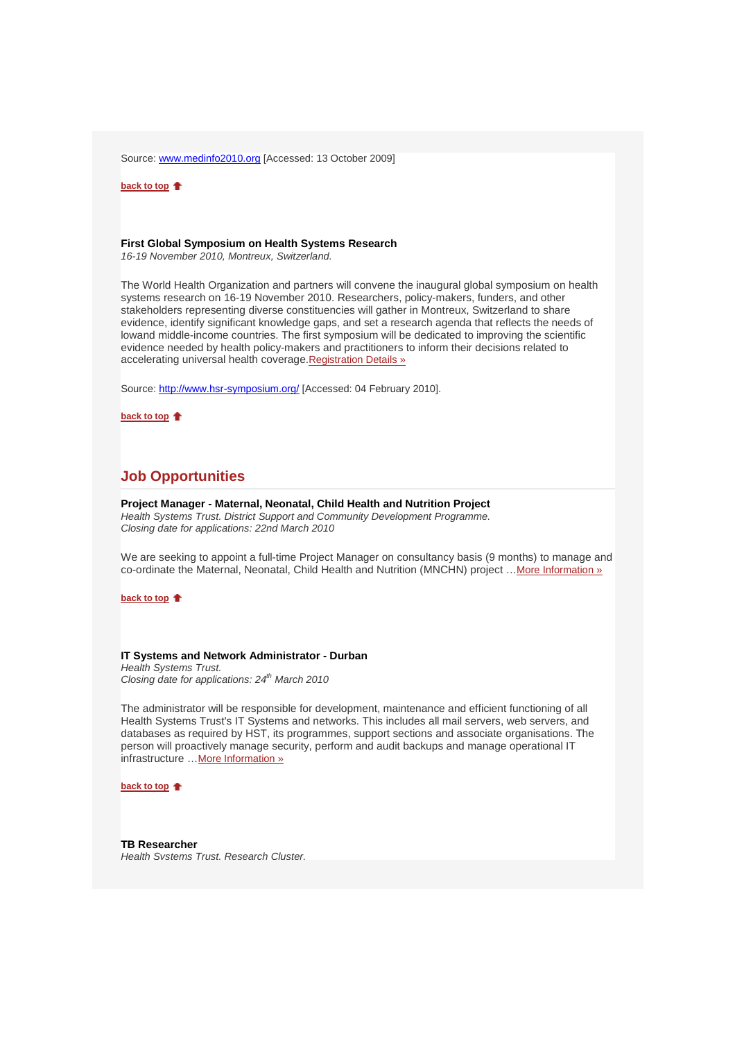Source: www.medinfo2010.org [Accessed: 13 October 2009]

**back to top**

**First Global Symposium on Health Systems Research**
*16-19 November 2010, Montreux, Switzerland.*

The World Health Organization and partners will convene the inaugural global symposium on health systems research on 16-19 November 2010. Researchers, policy-makers, funders, and other stakeholders representing diverse constituencies will gather in Montreux, Switzerland to share evidence, identify significant knowledge gaps, and set a research agenda that reflects the needs of lowand middle-income countries. The first symposium will be dedicated to improving the scientific evidence needed by health policy-makers and practitioners to inform their decisions related to accelerating universal health coverage. Registration Details »

Source: http://www.hsr-symposium.org/ [Accessed: 04 February 2010].

**back to top**

## Job Opportunities

**Project Manager - Maternal, Neonatal, Child Health and Nutrition Project**
*Health Systems Trust. District Support and Community Development Programme.*
*Closing date for applications: 22nd March 2010*

We are seeking to appoint a full-time Project Manager on consultancy basis (9 months) to manage and co-ordinate the Maternal, Neonatal, Child Health and Nutrition (MNCHN) project …More Information »

**back to top**

**IT Systems and Network Administrator - Durban**
*Health Systems Trust.*
*Closing date for applications: 24th March 2010*

The administrator will be responsible for development, maintenance and efficient functioning of all Health Systems Trust's IT Systems and networks. This includes all mail servers, web servers, and databases as required by HST, its programmes, support sections and associate organisations. The person will proactively manage security, perform and audit backups and manage operational IT infrastructure …More Information »

**back to top**

**TB Researcher**
*Health Systems Trust. Research Cluster.*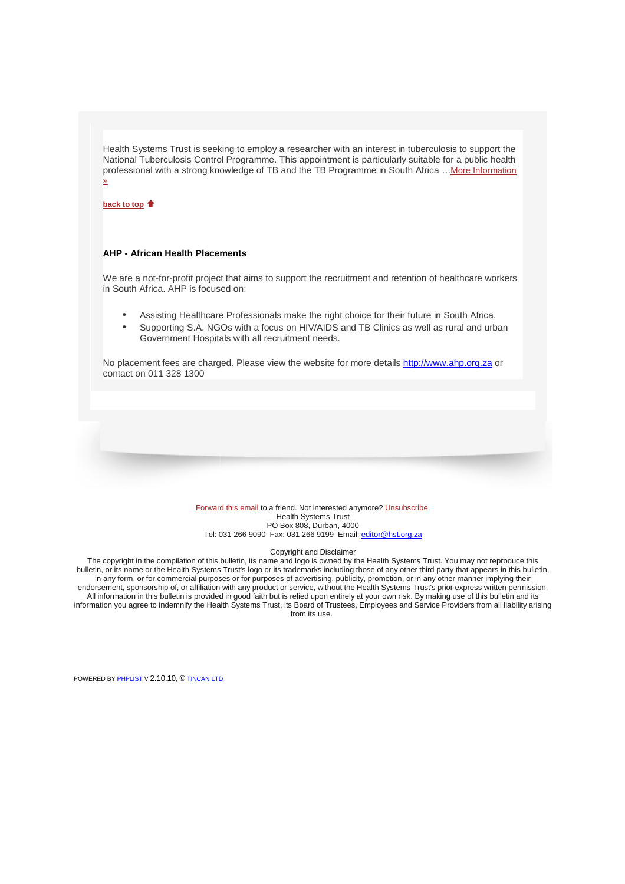Health Systems Trust is seeking to employ a researcher with an interest in tuberculosis to support the National Tuberculosis Control Programme. This appointment is particularly suitable for a public health professional with a strong knowledge of TB and the TB Programme in South Africa …More Information »

**back to top**

**AHP - African Health Placements**

We are a not-for-profit project that aims to support the recruitment and retention of healthcare workers in South Africa. AHP is focused on:

- Assisting Healthcare Professionals make the right choice for their future in South Africa.
- Supporting S.A. NGOs with a focus on HIV/AIDS and TB Clinics as well as rural and urban Government Hospitals with all recruitment needs.

No placement fees are charged. Please view the website for more details http://www.ahp.org.za or contact on 011 328 1300

Forward this email to a friend. Not interested anymore? Unsubscribe.
Health Systems Trust
PO Box 808, Durban, 4000
Tel: 031 266 9090 Fax: 031 266 9199 Email: editor@hst.org.za

Copyright and Disclaimer
The copyright in the compilation of this bulletin, its name and logo is owned by the Health Systems Trust. You may not reproduce this bulletin, or its name or the Health Systems Trust's logo or its trademarks including those of any other third party that appears in this bulletin, in any form, or for commercial purposes or for purposes of advertising, publicity, promotion, or in any other manner implying their endorsement, sponsorship of, or affiliation with any product or service, without the Health Systems Trust's prior express written permission. All information in this bulletin is provided in good faith but is relied upon entirely at your own risk. By making use of this bulletin and its information you agree to indemnify the Health Systems Trust, its Board of Trustees, Employees and Service Providers from all liability arising from its use.

POWERED BY PHPLIST V 2.10.10, © TINCAN LTD